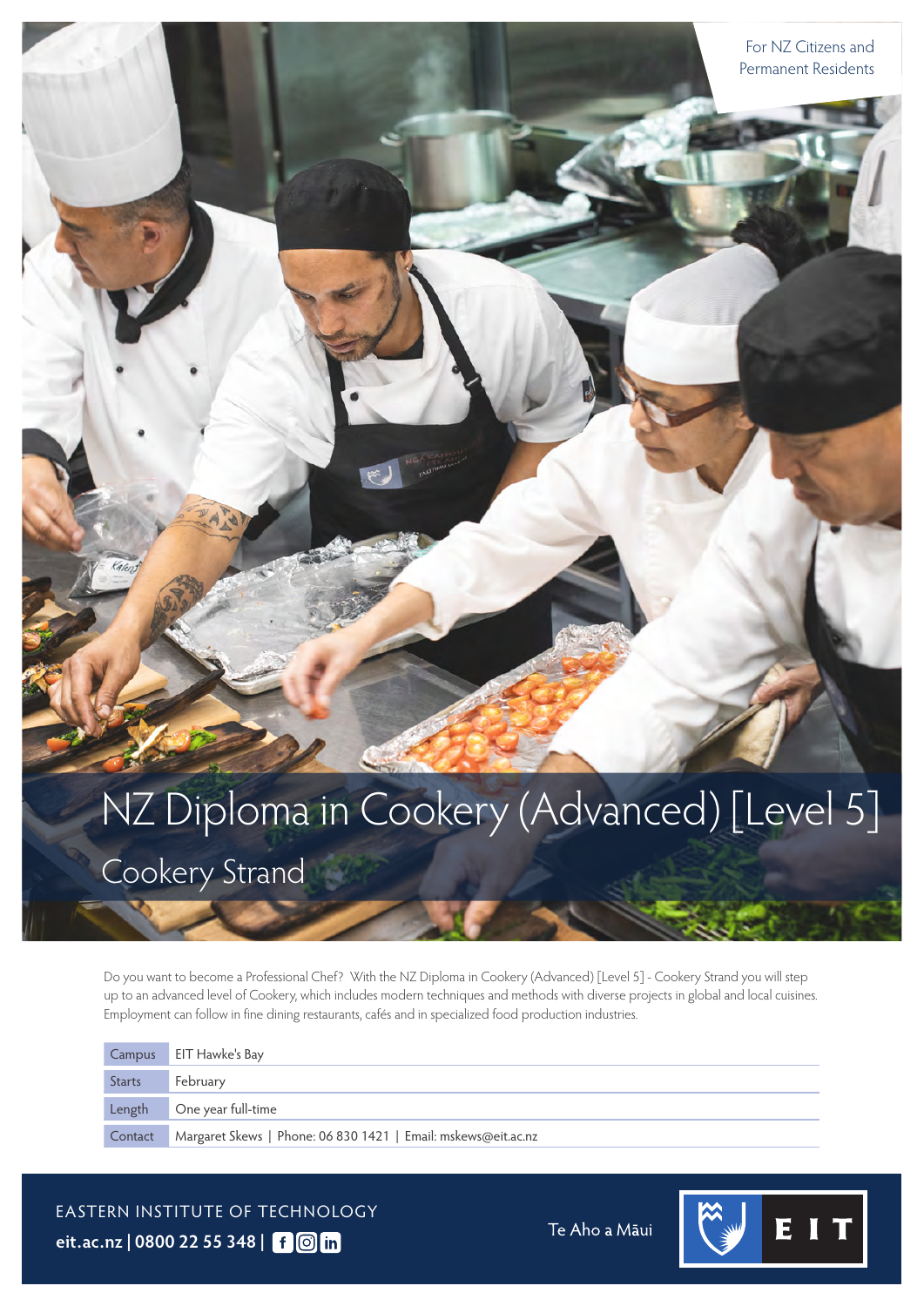For NZ Citizens and Permanent Residents

# NZ Diploma in Cookery (Advanced) [Level 5]

## Cookery Strand

Do you want to become a Professional Chef? With the NZ Diploma in Cookery (Advanced) [Level 5] - Cookery Strand you will step up to an advanced level of Cookery, which includes modern techniques and methods with diverse projects in global and local cuisines. Employment can follow in fine dining restaurants, cafés and in specialized food production industries.

| | |
|---|---|
| Campus | EIT Hawke's Bay |
| Starts | February |
| Length | One year full-time |
| Contact | Margaret Skews \| Phone: 06 830 1421 \| Email: mskews@eit.ac.nz |

EASTERN INSTITUTE OF TECHNOLOGY

**eit.ac.nz | 0800 22 55 348 |**

Te Aho a Māui

EIT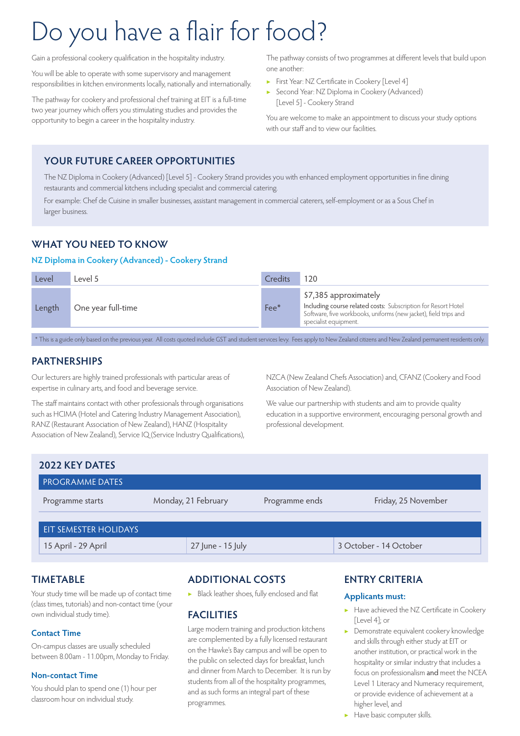# Do you have a flair for food?

Gain a professional cookery qualification in the hospitality industry.

You will be able to operate with some supervisory and management responsibilities in kitchen environments locally, nationally and internationally.

The pathway for cookery and professional chef training at EIT is a full-time two year journey which offers you stimulating studies and provides the opportunity to begin a career in the hospitality industry.

The pathway consists of two programmes at different levels that build upon one another:

- First Year: NZ Certificate in Cookery [Level 4]
- Second Year: NZ Diploma in Cookery (Advanced) [Level 5] - Cookery Strand

You are welcome to make an appointment to discuss your study options with our staff and to view our facilities.

## YOUR FUTURE CAREER OPPORTUNITIES

The NZ Diploma in Cookery (Advanced) [Level 5] - Cookery Strand provides you with enhanced employment opportunities in fine dining restaurants and commercial kitchens including specialist and commercial catering.

For example: Chef de Cuisine in smaller businesses, assistant management in commercial caterers, self-employment or as a Sous Chef in larger business.

## WHAT YOU NEED TO KNOW

### NZ Diploma in Cookery (Advanced) - Cookery Strand

| Level | Level 5 | Credits | 120 |
|---|---|---|---|
| Length | One year full-time | Fee* | $7,385 approximately<br>Including course related costs: Subscription for Resort Hotel Software, five workbooks, uniforms (new jacket), field trips and specialist equipment. |

\* This is a guide only based on the previous year. All costs quoted include GST and student services levy. Fees apply to New Zealand citizens and New Zealand permanent residents only.

## PARTNERSHIPS

Our lecturers are highly trained professionals with particular areas of expertise in culinary arts, and food and beverage service.

The staff maintains contact with other professionals through organisations such as HCIMA (Hotel and Catering Industry Management Association), RANZ (Restaurant Association of New Zealand), HANZ (Hospitality Association of New Zealand), Service IQ (Service Industry Qualifications), NZCA (New Zealand Chefs Association) and, CFANZ (Cookery and Food Association of New Zealand).

We value our partnership with students and aim to provide quality education in a supportive environment, encouraging personal growth and professional development.

## 2022 KEY DATES

| PROGRAMME DATES | | | |
|---|---|---|---|
| Programme starts | Monday, 21 February | Programme ends | Friday, 25 November |

| EIT SEMESTER HOLIDAYS | | |
|---|---|---|
| 15 April - 29 April | 27 June - 15 July | 3 October - 14 October |

## TIMETABLE

Your study time will be made up of contact time (class times, tutorials) and non-contact time (your own individual study time).

### Contact Time

On-campus classes are usually scheduled between 8.00am - 11.00pm, Monday to Friday.

### Non-contact Time

You should plan to spend one (1) hour per classroom hour on individual study.

## ADDITIONAL COSTS

- Black leather shoes, fully enclosed and flat

## FACILITIES

Large modern training and production kitchens are complemented by a fully licensed restaurant on the Hawke's Bay campus and will be open to the public on selected days for breakfast, lunch and dinner from March to December. It is run by students from all of the hospitality programmes, and as such forms an integral part of these programmes.

## ENTRY CRITERIA

### Applicants must:

- Have achieved the NZ Certificate in Cookery [Level 4]; or
- Demonstrate equivalent cookery knowledge and skills through either study at EIT or another institution, or practical work in the hospitality or similar industry that includes a focus on professionalism **and** meet the NCEA Level 1 Literacy and Numeracy requirement, or provide evidence of achievement at a higher level, and
- Have basic computer skills.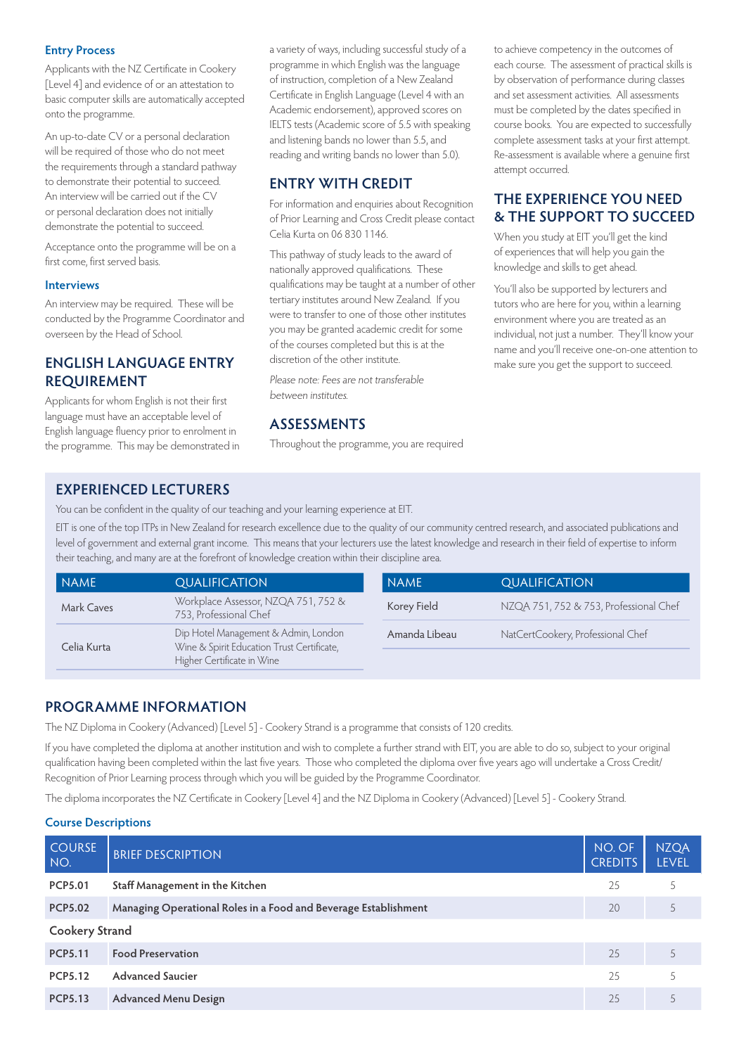### Entry Process

Applicants with the NZ Certificate in Cookery [Level 4] and evidence of or an attestation to basic computer skills are automatically accepted onto the programme.

An up-to-date CV or a personal declaration will be required of those who do not meet the requirements through a standard pathway to demonstrate their potential to succeed. An interview will be carried out if the CV or personal declaration does not initially demonstrate the potential to succeed.

Acceptance onto the programme will be on a first come, first served basis.

### Interviews

An interview may be required. These will be conducted by the Programme Coordinator and overseen by the Head of School.

## ENGLISH LANGUAGE ENTRY REQUIREMENT

Applicants for whom English is not their first language must have an acceptable level of English language fluency prior to enrolment in the programme. This may be demonstrated in a variety of ways, including successful study of a programme in which English was the language of instruction, completion of a New Zealand Certificate in English Language (Level 4 with an Academic endorsement), approved scores on IELTS tests (Academic score of 5.5 with speaking and listening bands no lower than 5.5, and reading and writing bands no lower than 5.0).

## ENTRY WITH CREDIT

For information and enquiries about Recognition of Prior Learning and Cross Credit please contact Celia Kurta on 06 830 1146.

This pathway of study leads to the award of nationally approved qualifications. These qualifications may be taught at a number of other tertiary institutes around New Zealand. If you were to transfer to one of those other institutes you may be granted academic credit for some of the courses completed but this is at the discretion of the other institute.

*Please note: Fees are not transferable between institutes.*

## ASSESSMENTS

Throughout the programme, you are required to achieve competency in the outcomes of each course. The assessment of practical skills is by observation of performance during classes and set assessment activities. All assessments must be completed by the dates specified in course books. You are expected to successfully complete assessment tasks at your first attempt. Re-assessment is available where a genuine first attempt occurred.

## THE EXPERIENCE YOU NEED & THE SUPPORT TO SUCCEED

When you study at EIT you'll get the kind of experiences that will help you gain the knowledge and skills to get ahead.

You'll also be supported by lecturers and tutors who are here for you, within a learning environment where you are treated as an individual, not just a number. They'll know your name and you'll receive one-on-one attention to make sure you get the support to succeed.

## EXPERIENCED LECTURERS

You can be confident in the quality of our teaching and your learning experience at EIT.

EIT is one of the top ITPs in New Zealand for research excellence due to the quality of our community centred research, and associated publications and level of government and external grant income. This means that your lecturers use the latest knowledge and research in their field of expertise to inform their teaching, and many are at the forefront of knowledge creation within their discipline area.

| NAME | QUALIFICATION |
|---|---|
| Mark Caves | Workplace Assessor, NZQA 751, 752 & 753, Professional Chef |
| Celia Kurta | Dip Hotel Management & Admin, London Wine & Spirit Education Trust Certificate, Higher Certificate in Wine |
| Korey Field | NZQA 751, 752 & 753, Professional Chef |
| Amanda Libeau | NatCertCookery, Professional Chef |

## PROGRAMME INFORMATION

The NZ Diploma in Cookery (Advanced) [Level 5] - Cookery Strand is a programme that consists of 120 credits.

If you have completed the diploma at another institution and wish to complete a further strand with EIT, you are able to do so, subject to your original qualification having been completed within the last five years. Those who completed the diploma over five years ago will undertake a Cross Credit/ Recognition of Prior Learning process through which you will be guided by the Programme Coordinator.

The diploma incorporates the NZ Certificate in Cookery [Level 4] and the NZ Diploma in Cookery (Advanced) [Level 5] - Cookery Strand.

### Course Descriptions

| COURSE NO. | BRIEF DESCRIPTION | NO. OF CREDITS | NZQA LEVEL |
|---|---|---|---|
| **PCP5.01** | **Staff Management in the Kitchen** | 25 | 5 |
| **PCP5.02** | **Managing Operational Roles in a Food and Beverage Establishment** | 20 | 5 |
| **Cookery Strand** | | | |
| **PCP5.11** | **Food Preservation** | 25 | 5 |
| **PCP5.12** | **Advanced Saucier** | 25 | 5 |
| **PCP5.13** | **Advanced Menu Design** | 25 | 5 |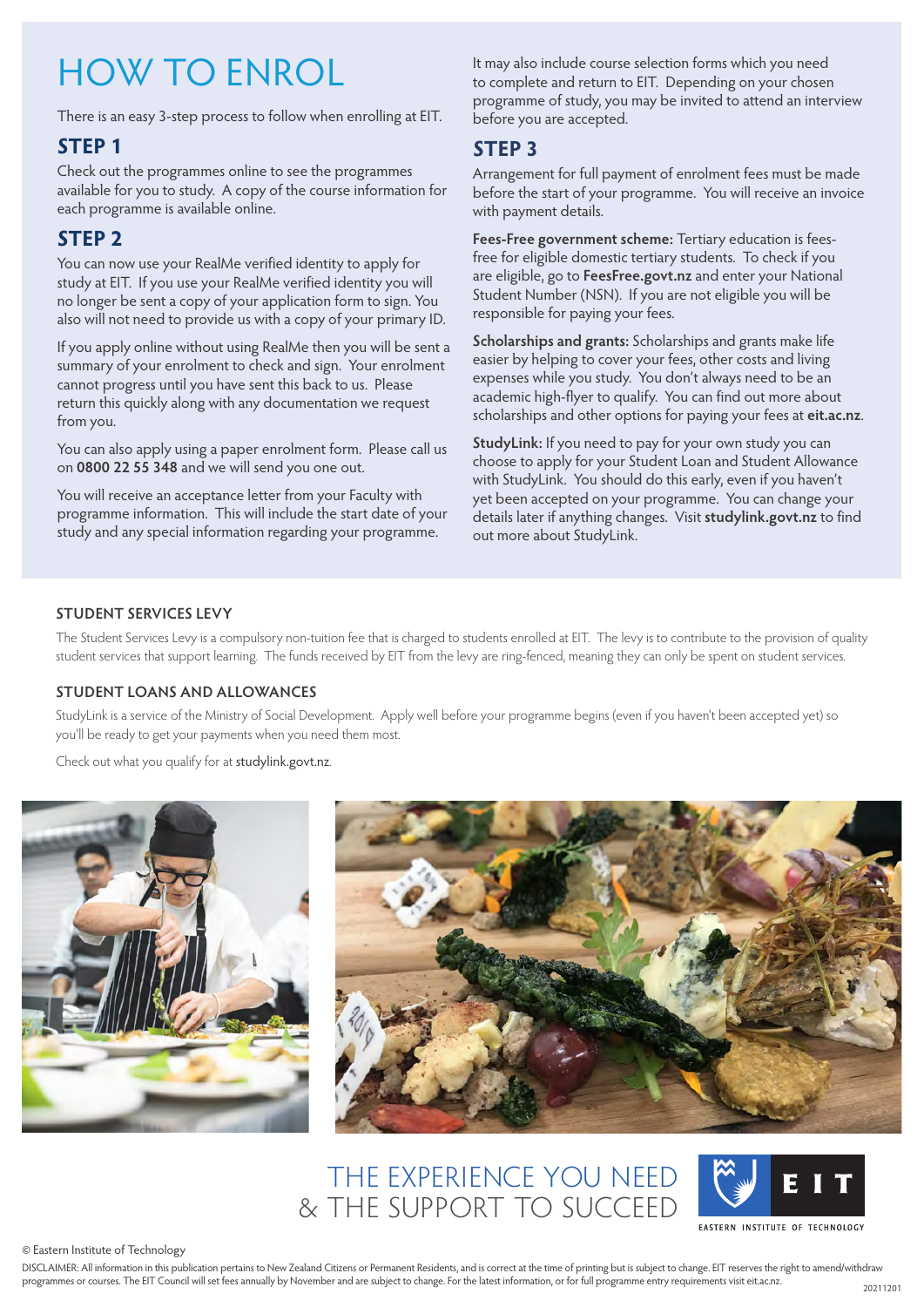# HOW TO ENROL

There is an easy 3-step process to follow when enrolling at EIT.

## STEP 1

Check out the programmes online to see the programmes available for you to study. A copy of the course information for each programme is available online.

## STEP 2

You can now use your RealMe verified identity to apply for study at EIT. If you use your RealMe verified identity you will no longer be sent a copy of your application form to sign. You also will not need to provide us with a copy of your primary ID.

If you apply online without using RealMe then you will be sent a summary of your enrolment to check and sign. Your enrolment cannot progress until you have sent this back to us. Please return this quickly along with any documentation we request from you.

You can also apply using a paper enrolment form. Please call us on **0800 22 55 348** and we will send you one out.

You will receive an acceptance letter from your Faculty with programme information. This will include the start date of your study and any special information regarding your programme.

It may also include course selection forms which you need to complete and return to EIT. Depending on your chosen programme of study, you may be invited to attend an interview before you are accepted.

## STEP 3

Arrangement for full payment of enrolment fees must be made before the start of your programme. You will receive an invoice with payment details.

**Fees-Free government scheme:** Tertiary education is fees-free for eligible domestic tertiary students. To check if you are eligible, go to **FeesFree.govt.nz** and enter your National Student Number (NSN). If you are not eligible you will be responsible for paying your fees.

**Scholarships and grants:** Scholarships and grants make life easier by helping to cover your fees, other costs and living expenses while you study. You don't always need to be an academic high-flyer to qualify. You can find out more about scholarships and other options for paying your fees at **eit.ac.nz**.

**StudyLink:** If you need to pay for your own study you can choose to apply for your Student Loan and Student Allowance with StudyLink. You should do this early, even if you haven't yet been accepted on your programme. You can change your details later if anything changes. Visit **studylink.govt.nz** to find out more about StudyLink.

### STUDENT SERVICES LEVY

The Student Services Levy is a compulsory non-tuition fee that is charged to students enrolled at EIT. The levy is to contribute to the provision of quality student services that support learning. The funds received by EIT from the levy are ring-fenced, meaning they can only be spent on student services.

### STUDENT LOANS AND ALLOWANCES

StudyLink is a service of the Ministry of Social Development. Apply well before your programme begins (even if you haven't been accepted yet) so you'll be ready to get your payments when you need them most.

Check out what you qualify for at studylink.govt.nz.

THE EXPERIENCE YOU NEED
& THE SUPPORT TO SUCCEED

EIT
EASTERN INSTITUTE OF TECHNOLOGY

© Eastern Institute of Technology

DISCLAIMER: All information in this publication pertains to New Zealand Citizens or Permanent Residents, and is correct at the time of printing but is subject to change. EIT reserves the right to amend/withdraw programmes or courses. The EIT Council will set fees annually by November and are subject to change. For the latest information, or for full programme entry requirements visit eit.ac.nz.

20211201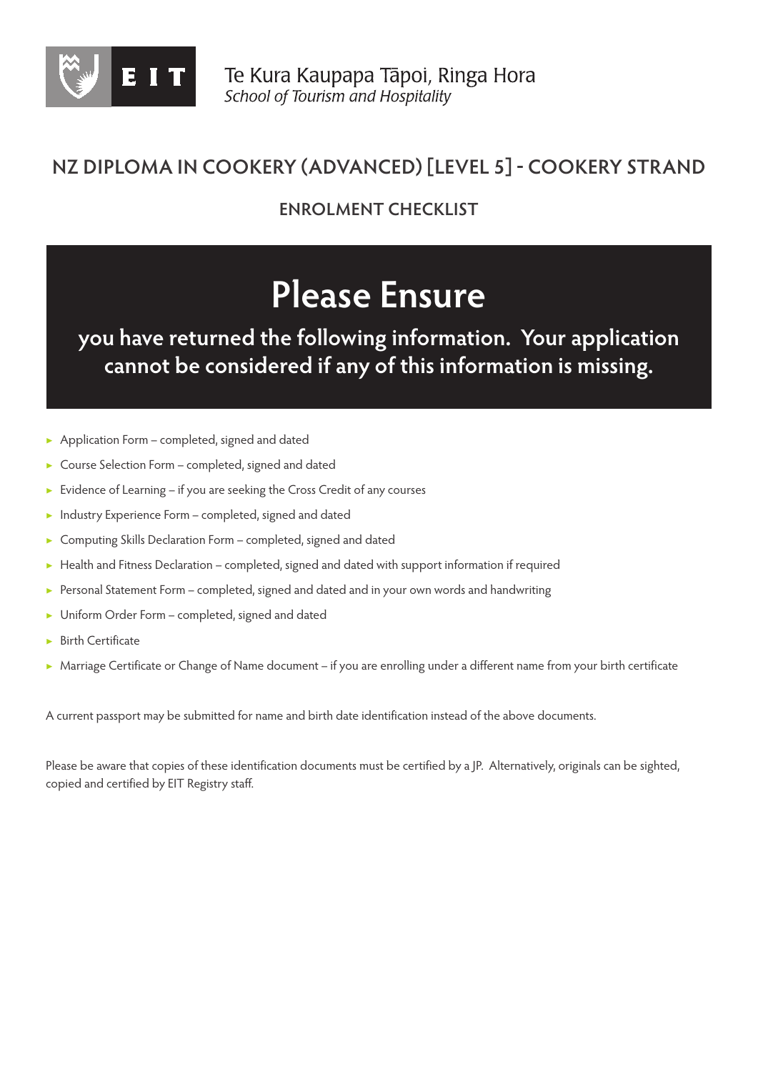Te Kura Kaupapa Tāpoi, Ringa Hora
*School of Tourism and Hospitality*

# NZ DIPLOMA IN COOKERY (ADVANCED) [LEVEL 5] - COOKERY STRAND

## ENROLMENT CHECKLIST

## Please Ensure

**you have returned the following information. Your application cannot be considered if any of this information is missing.**

- Application Form – completed, signed and dated
- Course Selection Form – completed, signed and dated
- Evidence of Learning – if you are seeking the Cross Credit of any courses
- Industry Experience Form – completed, signed and dated
- Computing Skills Declaration Form – completed, signed and dated
- Health and Fitness Declaration – completed, signed and dated with support information if required
- Personal Statement Form – completed, signed and dated and in your own words and handwriting
- Uniform Order Form – completed, signed and dated
- Birth Certificate
- Marriage Certificate or Change of Name document – if you are enrolling under a different name from your birth certificate

A current passport may be submitted for name and birth date identification instead of the above documents.

Please be aware that copies of these identification documents must be certified by a JP. Alternatively, originals can be sighted, copied and certified by EIT Registry staff.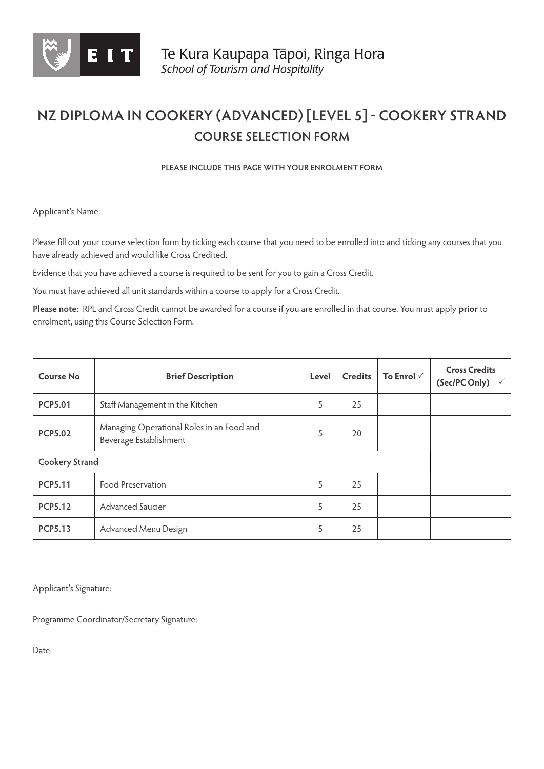Te Kura Kaupapa Tāpoi, Ringa Hora
*School of Tourism and Hospitality*

# NZ DIPLOMA IN COOKERY (ADVANCED) [LEVEL 5] - COOKERY STRAND

## COURSE SELECTION FORM

**PLEASE INCLUDE THIS PAGE WITH YOUR ENROLMENT FORM**

Applicant's Name: ..............................................................................................................

Please fill out your course selection form by ticking each course that you need to be enrolled into and ticking any courses that you have already achieved and would like Cross Credited.

Evidence that you have achieved a course is required to be sent for you to gain a Cross Credit.

You must have achieved all unit standards within a course to apply for a Cross Credit.

**Please note:** RPL and Cross Credit cannot be awarded for a course if you are enrolled in that course. You must apply **prior** to enrolment, using this Course Selection Form.

| Course No | Brief Description | Level | Credits | To Enrol ✓ | Cross Credits (Sec/PC Only) ✓ |
|---|---|---|---|---|---|
| **PCP5.01** | Staff Management in the Kitchen | 5 | 25 | | |
| **PCP5.02** | Managing Operational Roles in an Food and Beverage Establishment | 5 | 20 | | |
| **Cookery Strand** | | | | | |
| **PCP5.11** | Food Preservation | 5 | 25 | | |
| **PCP5.12** | Advanced Saucier | 5 | 25 | | |
| **PCP5.13** | Advanced Menu Design | 5 | 25 | | |

Applicant's Signature: ..............................................................................................................

Programme Coordinator/Secretary Signature: ..............................................................................................................

Date: ..............................................................................................................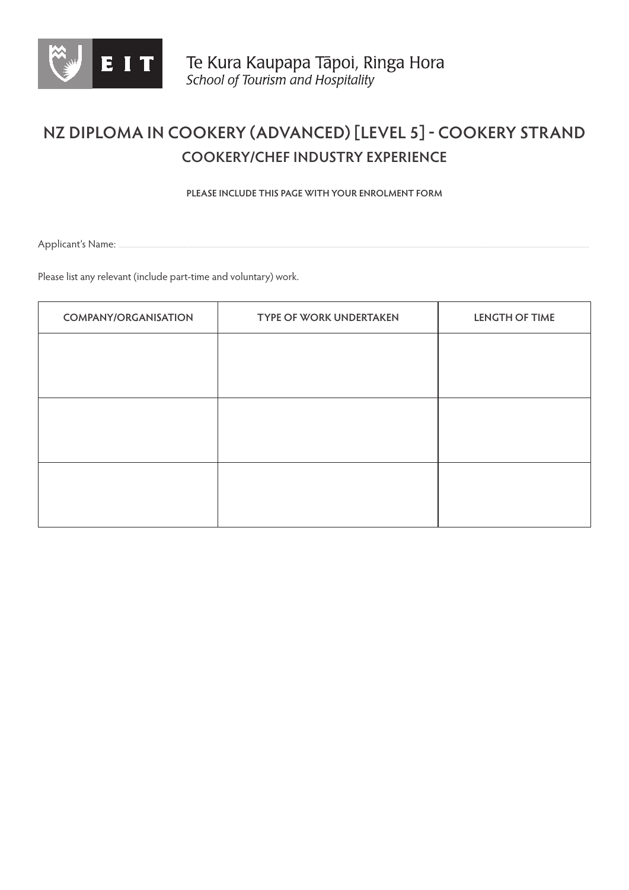Te Kura Kaupapa Tāpoi, Ringa Hora
*School of Tourism and Hospitality*

# NZ DIPLOMA IN COOKERY (ADVANCED) [LEVEL 5] - COOKERY STRAND

## COOKERY/CHEF INDUSTRY EXPERIENCE

**PLEASE INCLUDE THIS PAGE WITH YOUR ENROLMENT FORM**

Applicant's Name: ..............................................................................................................

Please list any relevant (include part-time and voluntary) work.

| COMPANY/ORGANISATION | TYPE OF WORK UNDERTAKEN | LENGTH OF TIME |
|---|---|---|
| | | |
| | | |
| | | |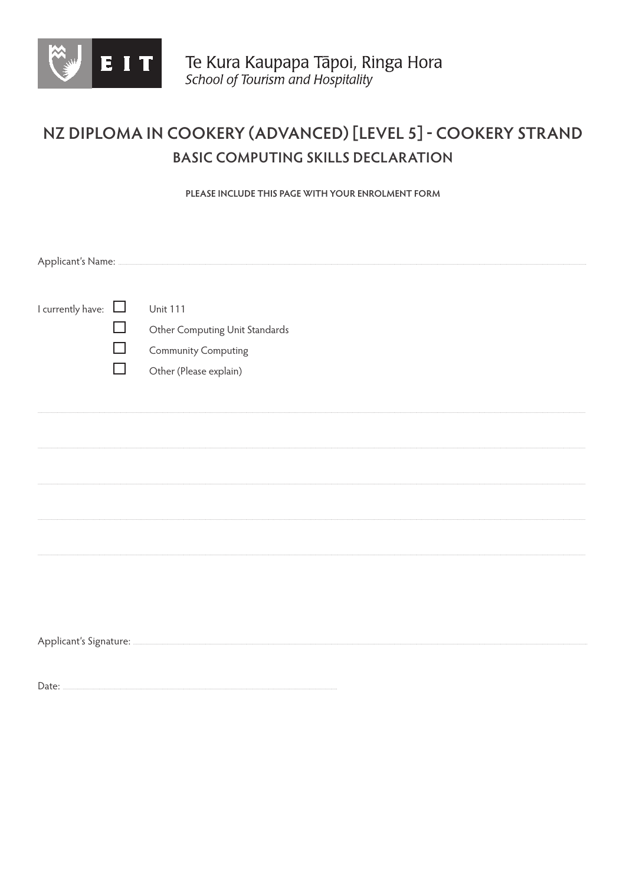EIT

Te Kura Kaupapa Tāpoi, Ringa Hora
*School of Tourism and Hospitality*

# NZ DIPLOMA IN COOKERY (ADVANCED) [LEVEL 5] - COOKERY STRAND

## BASIC COMPUTING SKILLS DECLARATION

**PLEASE INCLUDE THIS PAGE WITH YOUR ENROLMENT FORM**

Applicant's Name: ..............................................................................................

I currently have:

- ☐ Unit 111
- ☐ Other Computing Unit Standards
- ☐ Community Computing
- ☐ Other (Please explain)

..............................................................................................

..............................................................................................

..............................................................................................

..............................................................................................

Applicant's Signature: ..............................................................................................

Date: ..............................................................................................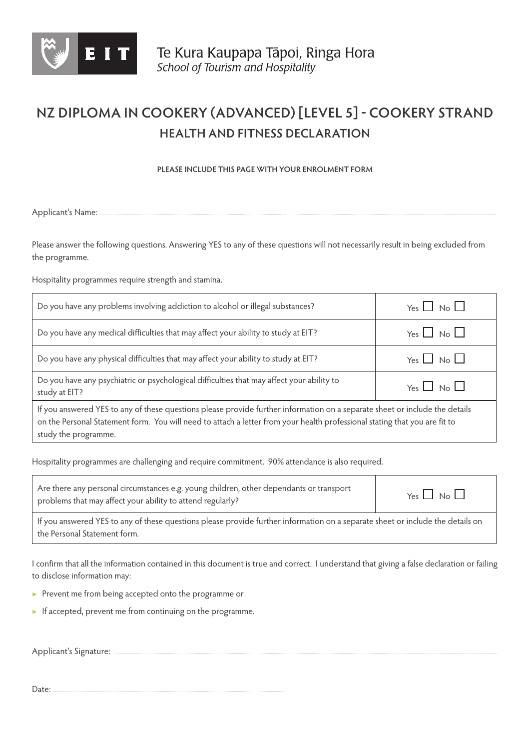Te Kura Kaupapa Tāpoi, Ringa Hora
*School of Tourism and Hospitality*

# NZ DIPLOMA IN COOKERY (ADVANCED) [LEVEL 5] - COOKERY STRAND

## HEALTH AND FITNESS DECLARATION

**PLEASE INCLUDE THIS PAGE WITH YOUR ENROLMENT FORM**

Applicant's Name: ..............................................................................................................................

Please answer the following questions. Answering YES to any of these questions will not necessarily result in being excluded from the programme.

Hospitality programmes require strength and stamina.

| | |
|---|---|
| Do you have any problems involving addiction to alcohol or illegal substances? | Yes ☐ No ☐ |
| Do you have any medical difficulties that may affect your ability to study at EIT? | Yes ☐ No ☐ |
| Do you have any physical difficulties that may affect your ability to study at EIT? | Yes ☐ No ☐ |
| Do you have any psychiatric or psychological difficulties that may affect your ability to study at EIT? | Yes ☐ No ☐ |
| If you answered YES to any of these questions please provide further information on a separate sheet or include the details on the Personal Statement form. You will need to attach a letter from your health professional stating that you are fit to study the programme. | |

Hospitality programmes are challenging and require commitment. 90% attendance is also required.

| | |
|---|---|
| Are there any personal circumstances e.g. young children, other dependants or transport problems that may affect your ability to attend regularly? | Yes ☐ No ☐ |
| If you answered YES to any of these questions please provide further information on a separate sheet or include the details on the Personal Statement form. | |

I confirm that all the information contained in this document is true and correct. I understand that giving a false declaration or failing to disclose information may:

- Prevent me from being accepted onto the programme or
- If accepted, prevent me from continuing on the programme.

Applicant's Signature: ..............................................................................................................................

Date: ..............................................................................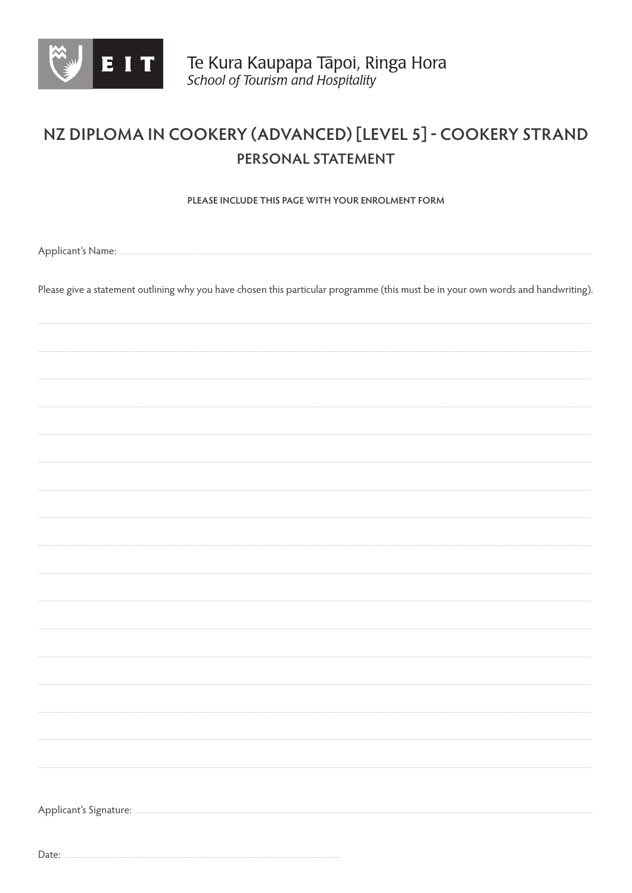EIT

Te Kura Kaupapa Tāpoi, Ringa Hora
*School of Tourism and Hospitality*

# NZ DIPLOMA IN COOKERY (ADVANCED) [LEVEL 5] - COOKERY STRAND

## PERSONAL STATEMENT

**PLEASE INCLUDE THIS PAGE WITH YOUR ENROLMENT FORM**

Applicant's Name: ..............................................................................................................................................

Please give a statement outlining why you have chosen this particular programme (this must be in your own words and handwriting).

..........................................................................................................................................................................

..........................................................................................................................................................................

..........................................................................................................................................................................

..........................................................................................................................................................................

..........................................................................................................................................................................

..........................................................................................................................................................................

..........................................................................................................................................................................

..........................................................................................................................................................................

..........................................................................................................................................................................

..........................................................................................................................................................................

..........................................................................................................................................................................

..........................................................................................................................................................................

..........................................................................................................................................................................

..........................................................................................................................................................................

..........................................................................................................................................................................

..........................................................................................................................................................................

Applicant's Signature: ......................................................................................................................................

Date: ..............................................................................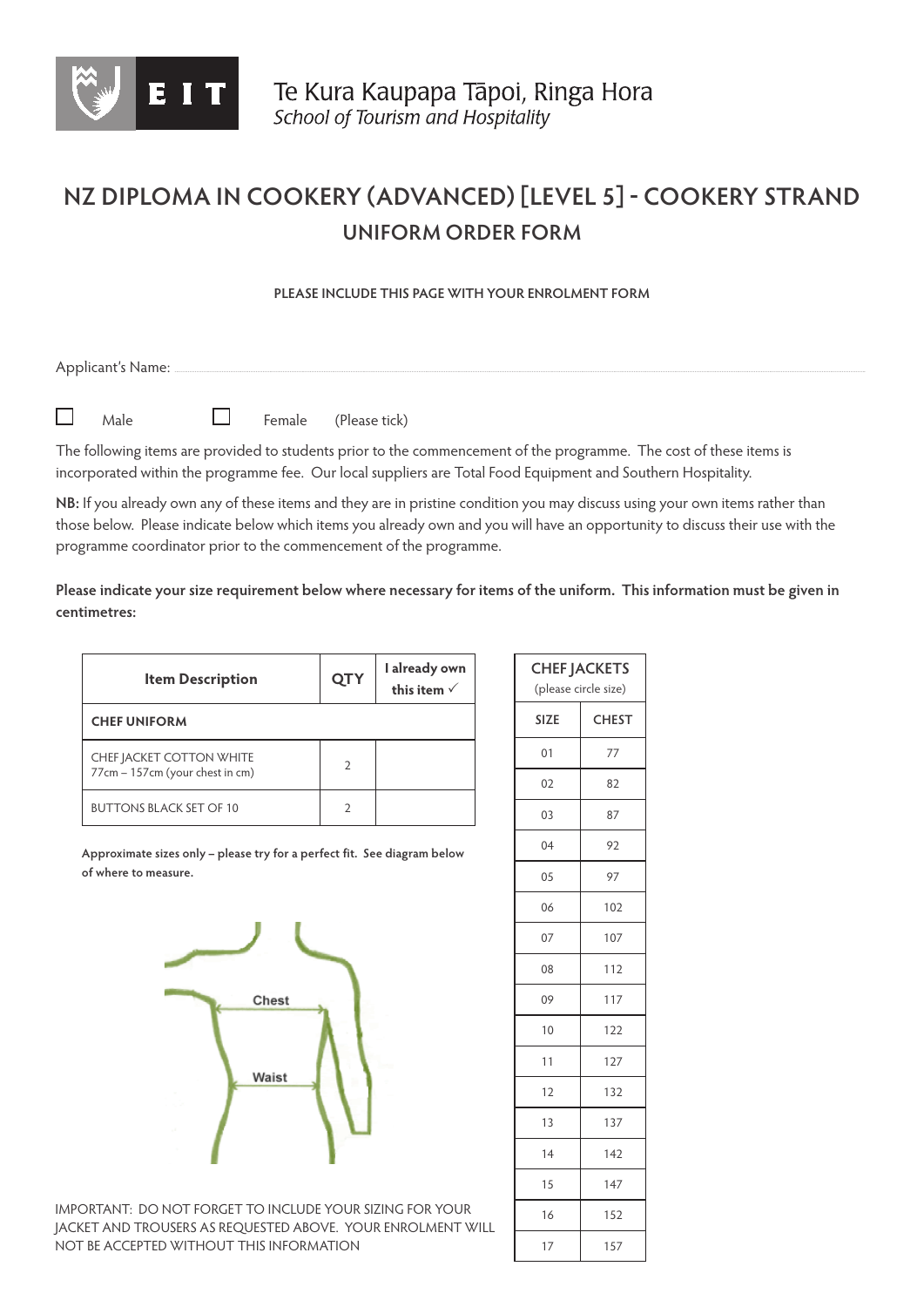Te Kura Kaupapa Tāpoi, Ringa Hora
*School of Tourism and Hospitality*

# NZ DIPLOMA IN COOKERY (ADVANCED) [LEVEL 5] - COOKERY STRAND

## UNIFORM ORDER FORM

**PLEASE INCLUDE THIS PAGE WITH YOUR ENROLMENT FORM**

Applicant's Name: ........................................................................................................

☐ Male ☐ Female (Please tick)

The following items are provided to students prior to the commencement of the programme. The cost of these items is incorporated within the programme fee. Our local suppliers are Total Food Equipment and Southern Hospitality.

**NB:** If you already own any of these items and they are in pristine condition you may discuss using your own items rather than those below. Please indicate below which items you already own and you will have an opportunity to discuss their use with the programme coordinator prior to the commencement of the programme.

**Please indicate your size requirement below where necessary for items of the uniform. This information must be given in centimetres:**

| Item Description | QTY | I already own this item ✓ |
|---|---|---|
| **CHEF UNIFORM** | | |
| CHEF JACKET COTTON WHITE 77cm – 157cm (your chest in cm) | 2 | |
| BUTTONS BLACK SET OF 10 | 2 | |

**Approximate sizes only – please try for a perfect fit. See diagram below of where to measure.**

Chest

Waist

| CHEF JACKETS (please circle size) | |
|---|---|
| SIZE | CHEST |
| 01 | 77 |
| 02 | 82 |
| 03 | 87 |
| 04 | 92 |
| 05 | 97 |
| 06 | 102 |
| 07 | 107 |
| 08 | 112 |
| 09 | 117 |
| 10 | 122 |
| 11 | 127 |
| 12 | 132 |
| 13 | 137 |
| 14 | 142 |
| 15 | 147 |
| 16 | 152 |
| 17 | 157 |

IMPORTANT: DO NOT FORGET TO INCLUDE YOUR SIZING FOR YOUR JACKET AND TROUSERS AS REQUESTED ABOVE. YOUR ENROLMENT WILL NOT BE ACCEPTED WITHOUT THIS INFORMATION